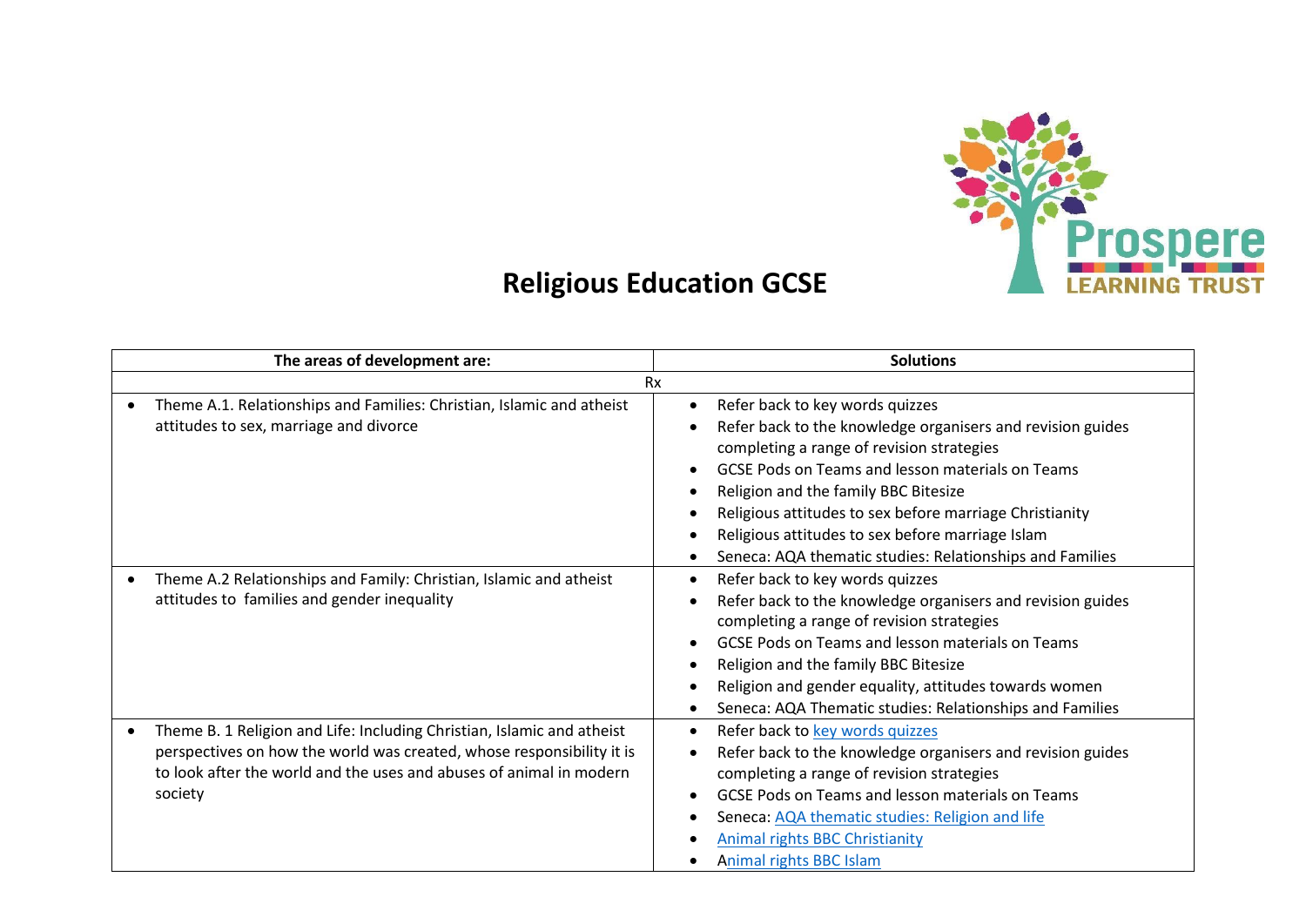# Religious Education GCSE

| The areas of development are: | Solutions |
|---|---|
| Rx | |
| • Theme A.1. Relationships and Families: Christian, Islamic and atheist attitudes to sex, marriage and divorce | • Refer back to key words quizzes<br>• Refer back to the knowledge organisers and revision guides completing a range of revision strategies<br>• GCSE Pods on Teams and lesson materials on Teams<br>• Religion and the family BBC Bitesize<br>• Religious attitudes to sex before marriage Christianity<br>• Religious attitudes to sex before marriage Islam<br>• Seneca: AQA thematic studies: Relationships and Families |
| • Theme A.2 Relationships and Family: Christian, Islamic and atheist attitudes to families and gender inequality | • Refer back to key words quizzes<br>• Refer back to the knowledge organisers and revision guides completing a range of revision strategies<br>• GCSE Pods on Teams and lesson materials on Teams<br>• Religion and the family BBC Bitesize<br>• Religion and gender equality, attitudes towards women<br>• Seneca: AQA Thematic studies: Relationships and Families |
| • Theme B. 1 Religion and Life: Including Christian, Islamic and atheist perspectives on how the world was created, whose responsibility it is to look after the world and the uses and abuses of animal in modern society | • Refer back to key words quizzes<br>• Refer back to the knowledge organisers and revision guides completing a range of revision strategies<br>• GCSE Pods on Teams and lesson materials on Teams<br>• Seneca: AQA thematic studies: Religion and life<br>• Animal rights BBC Christianity<br>• Animal rights BBC Islam |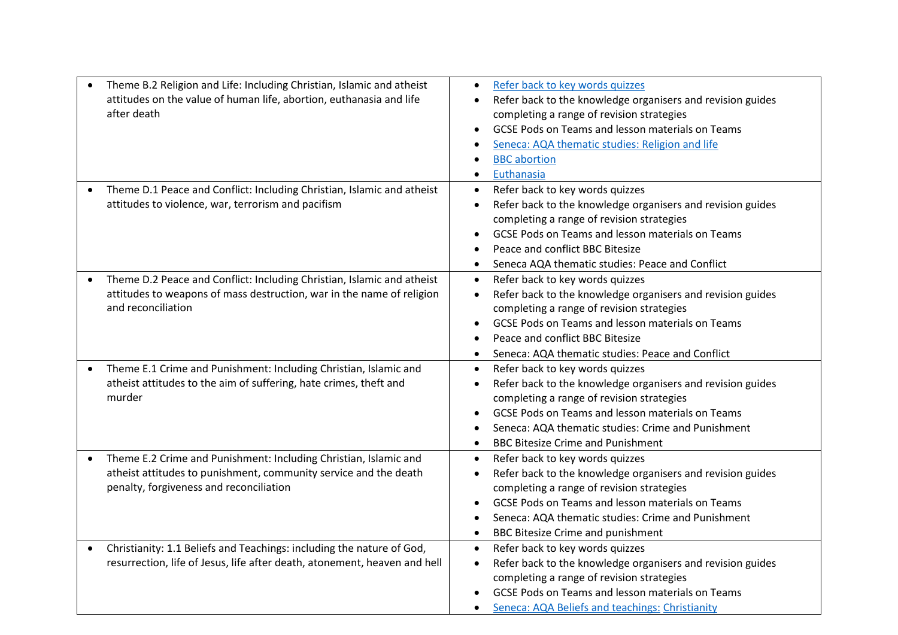| | |
|---|---|
| • Theme B.2 Religion and Life: Including Christian, Islamic and atheist attitudes on the value of human life, abortion, euthanasia and life after death | • Refer back to key words quizzes<br>• Refer back to the knowledge organisers and revision guides completing a range of revision strategies<br>• GCSE Pods on Teams and lesson materials on Teams<br>• Seneca: AQA thematic studies: Religion and life<br>• BBC abortion<br>• Euthanasia |
| • Theme D.1 Peace and Conflict: Including Christian, Islamic and atheist attitudes to violence, war, terrorism and pacifism | • Refer back to key words quizzes<br>• Refer back to the knowledge organisers and revision guides completing a range of revision strategies<br>• GCSE Pods on Teams and lesson materials on Teams<br>• Peace and conflict BBC Bitesize<br>• Seneca AQA thematic studies: Peace and Conflict |
| • Theme D.2 Peace and Conflict: Including Christian, Islamic and atheist attitudes to weapons of mass destruction, war in the name of religion and reconciliation | • Refer back to key words quizzes<br>• Refer back to the knowledge organisers and revision guides completing a range of revision strategies<br>• GCSE Pods on Teams and lesson materials on Teams<br>• Peace and conflict BBC Bitesize<br>• Seneca: AQA thematic studies: Peace and Conflict |
| • Theme E.1 Crime and Punishment: Including Christian, Islamic and atheist attitudes to the aim of suffering, hate crimes, theft and murder | • Refer back to key words quizzes<br>• Refer back to the knowledge organisers and revision guides completing a range of revision strategies<br>• GCSE Pods on Teams and lesson materials on Teams<br>• Seneca: AQA thematic studies: Crime and Punishment<br>• BBC Bitesize Crime and Punishment |
| • Theme E.2 Crime and Punishment: Including Christian, Islamic and atheist attitudes to punishment, community service and the death penalty, forgiveness and reconciliation | • Refer back to key words quizzes<br>• Refer back to the knowledge organisers and revision guides completing a range of revision strategies<br>• GCSE Pods on Teams and lesson materials on Teams<br>• Seneca: AQA thematic studies: Crime and Punishment<br>• BBC Bitesize Crime and punishment |
| • Christianity: 1.1 Beliefs and Teachings: including the nature of God, resurrection, life of Jesus, life after death, atonement, heaven and hell | • Refer back to key words quizzes<br>• Refer back to the knowledge organisers and revision guides completing a range of revision strategies<br>• GCSE Pods on Teams and lesson materials on Teams<br>• Seneca: AQA Beliefs and teachings: Christianity |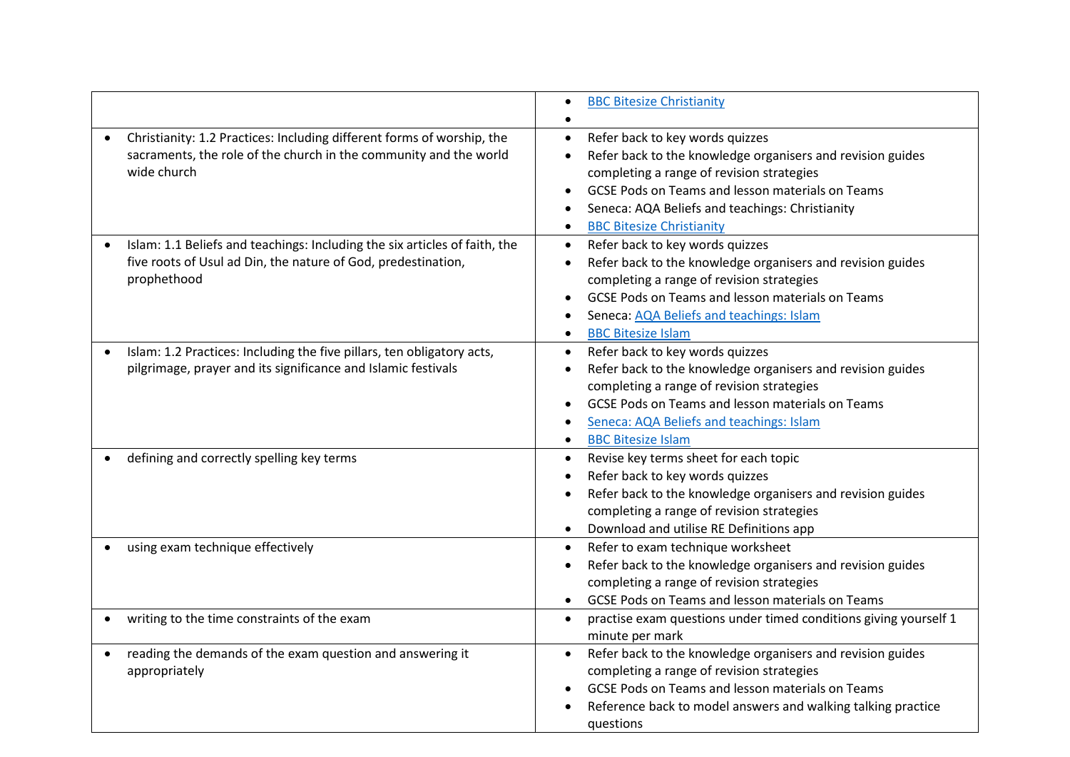| | |
|---|---|
| | • BBC Bitesize Christianity<br>• |
| • Christianity: 1.2 Practices: Including different forms of worship, the sacraments, the role of the church in the community and the world wide church | • Refer back to key words quizzes<br>• Refer back to the knowledge organisers and revision guides completing a range of revision strategies<br>• GCSE Pods on Teams and lesson materials on Teams<br>• Seneca: AQA Beliefs and teachings: Christianity<br>• BBC Bitesize Christianity |
| • Islam: 1.1 Beliefs and teachings: Including the six articles of faith, the five roots of Usul ad Din, the nature of God, predestination, prophethood | • Refer back to key words quizzes<br>• Refer back to the knowledge organisers and revision guides completing a range of revision strategies<br>• GCSE Pods on Teams and lesson materials on Teams<br>• Seneca: AQA Beliefs and teachings: Islam<br>• BBC Bitesize Islam |
| • Islam: 1.2 Practices: Including the five pillars, ten obligatory acts, pilgrimage, prayer and its significance and Islamic festivals | • Refer back to key words quizzes<br>• Refer back to the knowledge organisers and revision guides completing a range of revision strategies<br>• GCSE Pods on Teams and lesson materials on Teams<br>• Seneca: AQA Beliefs and teachings: Islam<br>• BBC Bitesize Islam |
| • defining and correctly spelling key terms | • Revise key terms sheet for each topic<br>• Refer back to key words quizzes<br>• Refer back to the knowledge organisers and revision guides completing a range of revision strategies<br>• Download and utilise RE Definitions app |
| • using exam technique effectively | • Refer to exam technique worksheet<br>• Refer back to the knowledge organisers and revision guides completing a range of revision strategies<br>• GCSE Pods on Teams and lesson materials on Teams |
| • writing to the time constraints of the exam | • practise exam questions under timed conditions giving yourself 1 minute per mark |
| • reading the demands of the exam question and answering it appropriately | • Refer back to the knowledge organisers and revision guides completing a range of revision strategies<br>• GCSE Pods on Teams and lesson materials on Teams<br>• Reference back to model answers and walking talking practice questions |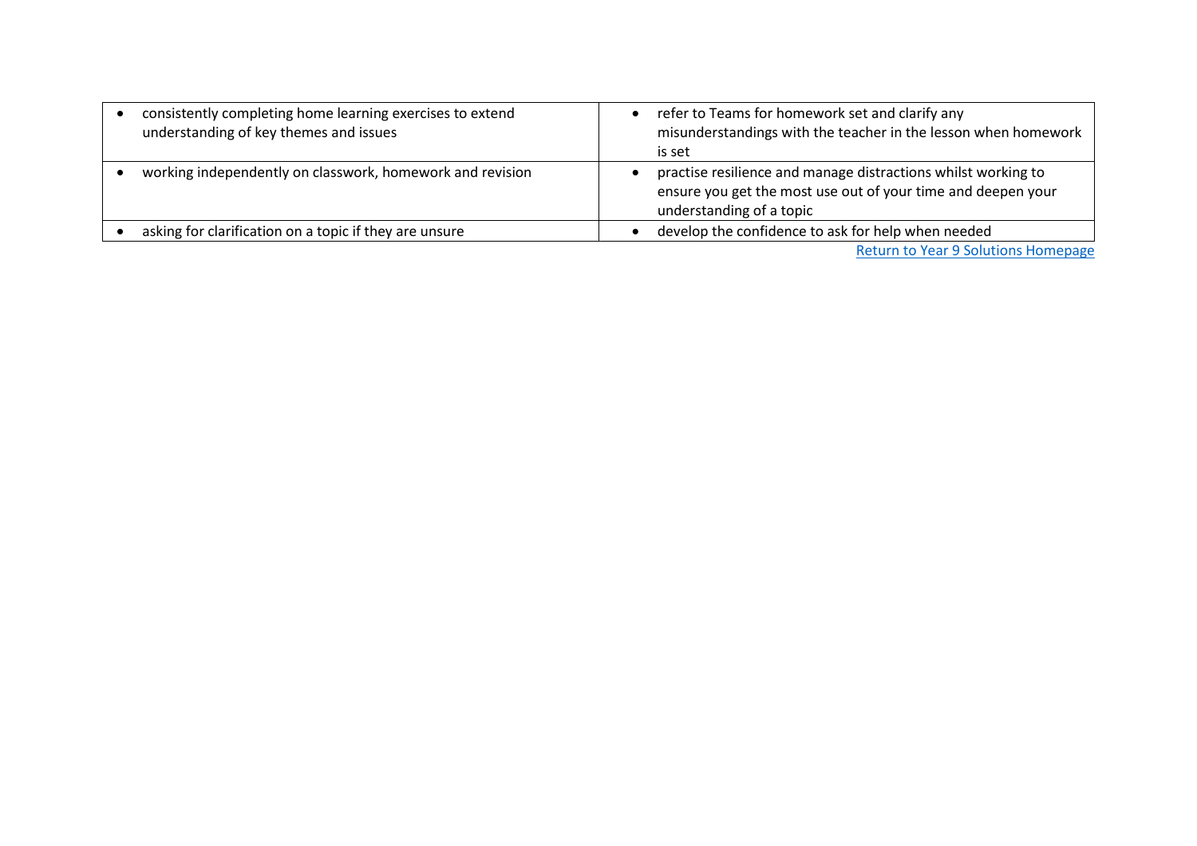| | |
|---|---|
| • consistently completing home learning exercises to extend understanding of key themes and issues | • refer to Teams for homework set and clarify any misunderstandings with the teacher in the lesson when homework is set |
| • working independently on classwork, homework and revision | • practise resilience and manage distractions whilst working to ensure you get the most use out of your time and deepen your understanding of a topic |
| • asking for clarification on a topic if they are unsure | • develop the confidence to ask for help when needed |

Return to Year 9 Solutions Homepage